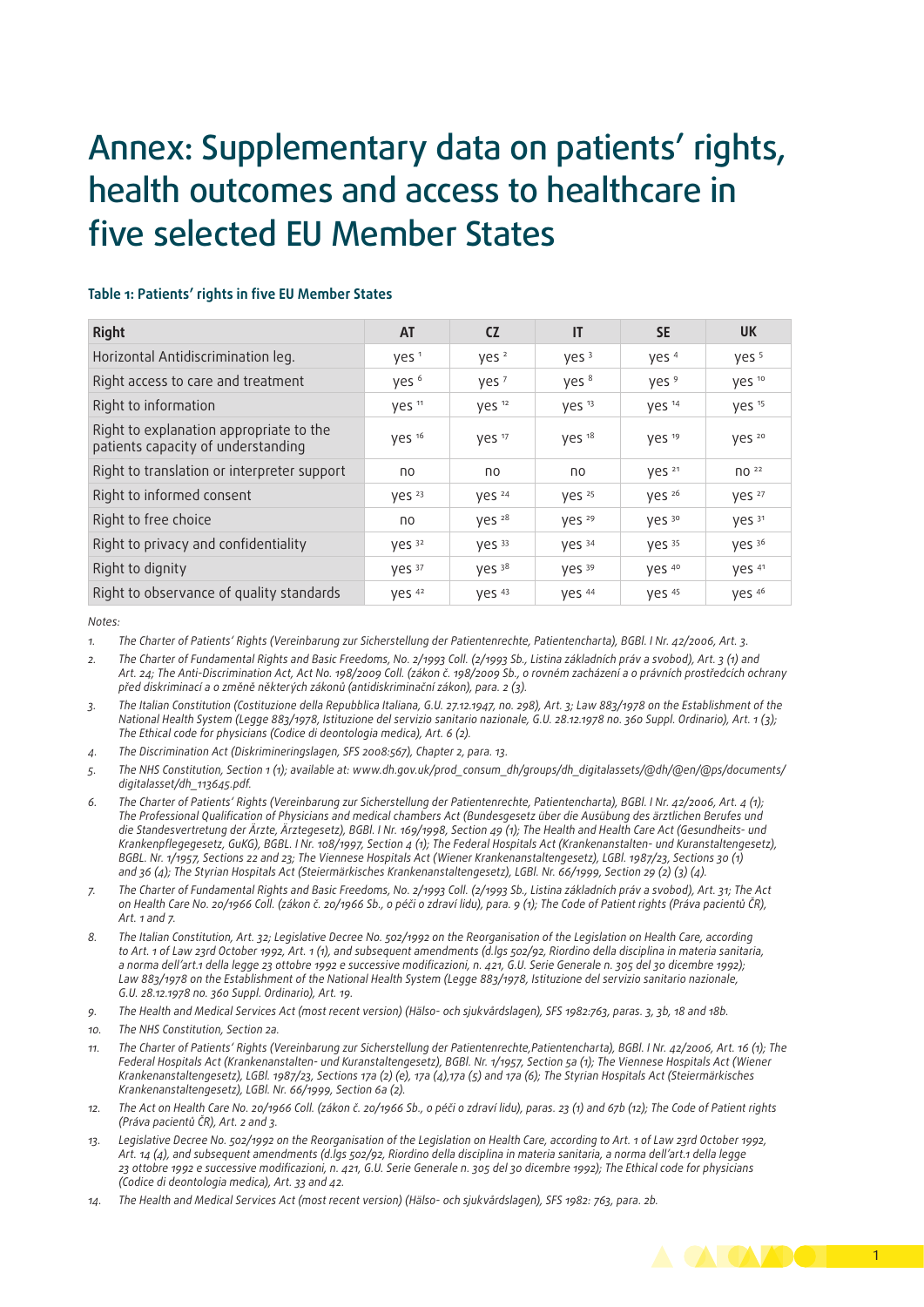# Annex: Supplementary data on patients' rights, health outcomes and access to healthcare in five selected EU Member States

### Table 1: Patients' rights in five EU Member States

| Right | AT | CZ | IT | SE | UK |
|---|---|---|---|---|---|
| Horizontal Antidiscrimination leg. | yes [1] | yes [2] | yes [3] | yes [4] | yes [5] |
| Right access to care and treatment | yes [6] | yes [7] | yes [8] | yes [9] | yes [10] |
| Right to information | yes [11] | yes [12] | yes [13] | yes [14] | yes [15] |
| Right to explanation appropriate to the patients capacity of understanding | yes [16] | yes [17] | yes [18] | yes [19] | yes [20] |
| Right to translation or interpreter support | no | no | no | yes [21] | no [22] |
| Right to informed consent | yes [23] | yes [24] | yes [25] | yes [26] | yes [27] |
| Right to free choice | no | yes [28] | yes [29] | yes [30] | yes [31] |
| Right to privacy and confidentiality | yes [32] | yes [33] | yes [34] | yes [35] | yes [36] |
| Right to dignity | yes [37] | yes [38] | yes [39] | yes [40] | yes [41] |
| Right to observance of quality standards | yes [42] | yes [43] | yes [44] | yes [45] | yes [46] |

*Notes:*

1. *The Charter of Patients' Rights (Vereinbarung zur Sicherstellung der Patientenrechte, Patientencharta), BGBl. I Nr. 42/2006, Art. 3.*
2. *The Charter of Fundamental Rights and Basic Freedoms, No. 2/1993 Coll. (2/1993 Sb., Listina základních práv a svobod), Art. 3 (1) and Art. 24; The Anti-Discrimination Act, Act No. 198/2009 Coll. (zákon č. 198/2009 Sb., o rovném zacházení a o právních prostředcích ochrany před diskriminací a o změně některých zákonů (antidiskriminační zákon), para. 2 (3).*
3. *The Italian Constitution (Costituzione della Repubblica Italiana, G.U. 27.12.1947, no. 298), Art. 3; Law 883/1978 on the Establishment of the National Health System (Legge 883/1978, Istituzione del servizio sanitario nazionale, G.U. 28.12.1978 no. 360 Suppl. Ordinario), Art. 1 (3); The Ethical code for physicians (Codice di deontologia medica), Art. 6 (2).*
4. *The Discrimination Act (Diskrimineringslagen, SFS 2008:567), Chapter 2, para. 13.*
5. *The NHS Constitution, Section 1 (1); available at: www.dh.gov.uk/prod_consum_dh/groups/dh_digitalassets/@dh/@en/@ps/documents/digitalasset/dh_113645.pdf.*
6. *The Charter of Patients' Rights (Vereinbarung zur Sicherstellung der Patientenrechte, Patientencharta), BGBl. I Nr. 42/2006, Art. 4 (1); The Professional Qualification of Physicians and medical chambers Act (Bundesgesetz über die Ausübung des ärztlichen Berufes und die Standesvertretung der Ärzte, Ärztegesetz), BGBl. I Nr. 169/1998, Section 49 (1); The Health and Health Care Act (Gesundheits- und Krankenpflegegesetz, GuKG), BGBL. I Nr. 108/1997, Section 4 (1); The Federal Hospitals Act (Krankenanstalten- und Kuranstaltengesetz), BGBL. Nr. 1/1957, Sections 22 and 23; The Viennese Hospitals Act (Wiener Krankenanstaltengesetz), LGBl. 1987/23, Sections 30 (1) and 36 (4); The Styrian Hospitals Act (Steiermärkisches Krankenanstaltengesetz), LGBl. Nr. 66/1999, Section 29 (2) (3) (4).*
7. *The Charter of Fundamental Rights and Basic Freedoms, No. 2/1993 Coll. (2/1993 Sb., Listina základních práv a svobod), Art. 31; The Act on Health Care No. 20/1966 Coll. (zákon č. 20/1966 Sb., o péči o zdraví lidu), para. 9 (1); The Code of Patient rights (Práva pacientů ČR), Art. 1 and 7.*
8. *The Italian Constitution, Art. 32; Legislative Decree No. 502/1992 on the Reorganisation of the Legislation on Health Care, according to Art. 1 of Law 23rd October 1992, Art. 1 (1), and subsequent amendments (d.lgs 502/92, Riordino della disciplina in materia sanitaria, a norma dell'art.1 della legge 23 ottobre 1992 e successive modificazioni, n. 421, G.U. Serie Generale n. 305 del 30 dicembre 1992); Law 883/1978 on the Establishment of the National Health System (Legge 883/1978, Istituzione del servizio sanitario nazionale, G.U. 28.12.1978 no. 360 Suppl. Ordinario), Art. 19.*
9. *The Health and Medical Services Act (most recent version) (Hälso- och sjukvårdslagen), SFS 1982:763, paras. 3, 3b, 18 and 18b.*
10. *The NHS Constitution, Section 2a.*
11. *The Charter of Patients' Rights (Vereinbarung zur Sicherstellung der Patientenrechte,Patientencharta), BGBl. I Nr. 42/2006, Art. 16 (1); The Federal Hospitals Act (Krankenanstalten- und Kuranstaltengesetz), BGBl. Nr. 1/1957, Section 5a (1); The Viennese Hospitals Act (Wiener Krankenanstaltengesetz), LGBl. 1987/23, Sections 17a (2) (e), 17a (4),17a (5) and 17a (6); The Styrian Hospitals Act (Steiermärkisches Krankenanstaltengesetz), LGBl. Nr. 66/1999, Section 6a (2).*
12. *The Act on Health Care No. 20/1966 Coll. (zákon č. 20/1966 Sb., o péči o zdraví lidu), paras. 23 (1) and 67b (12); The Code of Patient rights (Práva pacientů ČR), Art. 2 and 3.*
13. *Legislative Decree No. 502/1992 on the Reorganisation of the Legislation on Health Care, according to Art. 1 of Law 23rd October 1992, Art. 14 (4), and subsequent amendments (d.lgs 502/92, Riordino della disciplina in materia sanitaria, a norma dell'art.1 della legge 23 ottobre 1992 e successive modificazioni, n. 421, G.U. Serie Generale n. 305 del 30 dicembre 1992); The Ethical code for physicians (Codice di deontologia medica), Art. 33 and 42.*
14. *The Health and Medical Services Act (most recent version) (Hälso- och sjukvårdslagen), SFS 1982: 763, para. 2b.*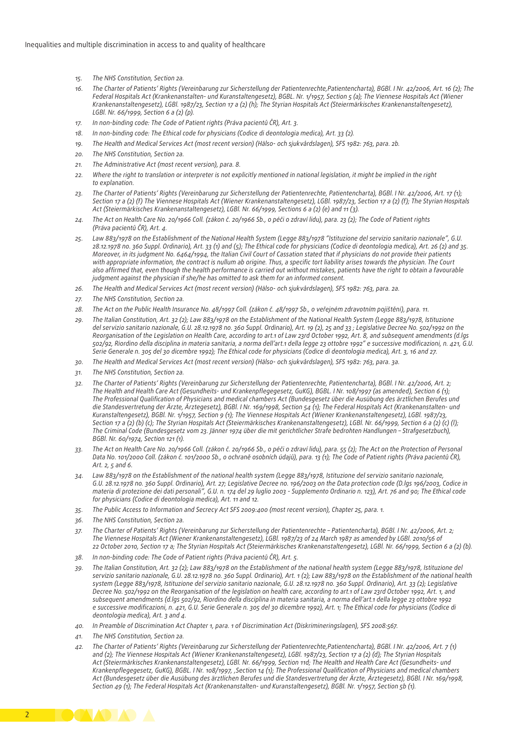15. The NHS Constitution, Section 2a.
16. The Charter of Patients' Rights (Vereinbarung zur Sicherstellung der Patientenrechte,Patientencharta), BGBl. I Nr. 42/2006, Art. 16 (2); The Federal Hospitals Act (Krankenanstalten- und Kuranstaltengesetz), BGBL. Nr. 1/1957, Section 5 (a); The Viennese Hospitals Act (Wiener Krankenanstaltengesetz), LGBl. 1987/23, Section 17 a (2) (h); The Styrian Hospitals Act (Steiermärkisches Krankenanstaltengesetz), LGBl. Nr. 66/1999, Section 6 a (2) (p).
17. In non-binding code: The Code of Patient rights (Práva pacientů ČR), Art. 3.
18. In non-binding code: The Ethical code for physicians (Codice di deontologia medica), Art. 33 (2).
19. The Health and Medical Services Act (most recent version) (Hälso- och sjukvårdslagen), SFS 1982: 763, para. 2b.
20. The NHS Constitution, Section 2a.
21. The Administrative Act (most recent version), para. 8.
22. Where the right to translation or interpreter is not explicitly mentioned in national legislation, it might be implied in the right to explanation.
23. The Charter of Patients' Rights (Vereinbarung zur Sicherstellung der Patientenrechte, Patientencharta), BGBl. I Nr. 42/2006, Art. 17 (1); Section 17 a (2) (f) The Viennese Hospitals Act (Wiener Krankenanstaltengesetz), LGBl. 1987/23, Section 17 a (2) (f); The Styrian Hospitals Act (Steiermärkisches Krankenanstaltengesetz), LGBl. Nr. 66/1999, Sections 6 a (2) (e) and 11 (3).
24. The Act on Health Care No. 20/1966 Coll. (zákon č. 20/1966 Sb., o péči o zdraví lidu), para. 23 (2); The Code of Patient rights (Práva pacientů ČR), Art. 4.
25. Law 883/1978 on the Establishment of the National Health System (Legge 883/1978 "Istituzione del servizio sanitario nazionale", G.U. 28.12.1978 no. 360 Suppl. Ordinario), Art. 33 (1) and (5); The Ethical code for physicians (Codice di deontologia medica), Art. 26 (2) and 35. Moreover, in its judgment No. 6464/1994, the Italian Civil Court of Cassation stated that if physicians do not provide their patients with appropriate information, the contract is nullum ab origine. Thus, a specific tort liability arises towards the physician. The Court also affirmed that, even though the health performance is carried out without mistakes, patients have the right to obtain a favourable judgment against the physician if she/he has omitted to ask them for an informed consent.
26. The Health and Medical Services Act (most recent version) (Hälso- och sjukvårdslagen), SFS 1982: 763, para. 2a.
27. The NHS Constitution, Section 2a.
28. The Act on the Public Health Insurance No. 48/1997 Coll. (zákon č. 48/1997 Sb., o veřejném zdravotním pojištění), para. 11.
29. The Italian Constitution, Art. 32 (2); Law 883/1978 on the Establishment of the National Health System (Legge 883/1978, Istituzione del servizio sanitario nazionale, G.U. 28.12.1978 no. 360 Suppl. Ordinario), Art. 19 (2), 25 and 33 ; Legislative Decree No. 502/1992 on the Reorganisation of the Legislation on Health Care, according to art.1 of Law 23rd October 1992, Art. 8, and subsequent amendments (d.lgs 502/92, Riordino della disciplina in materia sanitaria, a norma dell'art.1 della legge 23 ottobre 1992" e successive modificazioni, n. 421, G.U. Serie Generale n. 305 del 30 dicembre 1992); The Ethical code for physicians (Codice di deontologia medica), Art. 3, 16 and 27.
30. The Health and Medical Services Act (most recent version) (Hälso- och sjukvårdslagen), SFS 1982: 763, para. 3a.
31. The NHS Constitution, Section 2a.
32. The Charter of Patients' Rights (Vereinbarung zur Sicherstellung der Patientenrechte, Patientencharta), BGBl. I Nr. 42/2006, Art. 2; The Health and Health Care Act (Gesundheits- und Krankenpflegegesetz, GuKG), BGBL. I Nr. 108/1997 (as amended), Section 6 (1); The Professional Qualification of Physicians and medical chambers Act (Bundesgesetz über die Ausübung des ärztlichen Berufes und die Standesvertretung der Ärzte, Ärztegesetz), BGBl. I Nr. 169/1998, Section 54 (1); The Federal Hospitals Act (Krankenanstalten- und Kuranstaltengesetz), BGBl. Nr. 1/1957, Section 9 (1); The Viennese Hospitals Act (Wiener Krankenanstaltengesetz), LGBl. 1987/23, Section 17 a (2) (b) (c); The Styrian Hospitals Act (Steiermärkisches Krankenanstaltengesetz), LGBl. Nr. 66/1999, Section 6 a (2) (c) (l); The Criminal Code (Bundesgesetz vom 23. Jänner 1974 über die mit gerichtlicher Strafe bedrohten Handlungen – Strafgesetzbuch), BGBl. Nr. 60/1974, Section 121 (1).
33. The Act on Health Care No. 20/1966 Coll. (zákon č. 20/1966 Sb., o péči o zdraví lidu), para. 55 (2); The Act on the Protection of Personal Data No. 101/2000 Coll. (zákon č. 101/2000 Sb., o ochraně osobních údajů), para. 13 (1); The Code of Patient rights (Práva pacientů ČR), Art. 2, 5 and 6.
34. Law 883/1978 on the Establishment of the national health system (Legge 883/1978, Istituzione del servizio sanitario nazionale, G.U. 28.12.1978 no. 360 Suppl. Ordinario), Art. 27; Legislative Decree no. 196/2003 on the Data protection code (D.lgs 196/2003, Codice in materia di protezione dei dati personali", G.U. n. 174 del 29 luglio 2003 - Supplemento Ordinario n. 123), Art. 76 and 90; The Ethical code for physicians (Codice di deontologia medica), Art. 11 and 12.
35. The Public Access to Information and Secrecy Act SFS 2009:400 (most recent version), Chapter 25, para. 1.
36. The NHS Constitution, Section 2a.
37. The Charter of Patients' Rights (Vereinbarung zur Sicherstellung der Patientenrechte – Patientencharta), BGBl I Nr. 42/2006, Art. 2; The Viennese Hospitals Act (Wiener Krankenanstaltengesetz), LGBl. 1987/23 of 24 March 1987 as amended by LGBl. 2010/56 of 22 October 2010, Section 17 a; The Styrian Hospitals Act (Steiermärkisches Krankenanstaltengesetz), LGBl. Nr. 66/1999, Section 6 a (2) (b).
38. In non-binding code: The Code of Patient rights (Práva pacientů ČR), Art. 5.
39. The Italian Constitution, Art. 32 (2); Law 883/1978 on the Establishment of the national health system (Legge 883/1978, Istituzione del servizio sanitario nazionale, G.U. 28.12.1978 no. 360 Suppl. Ordinario), Art. 1 (2); Law 883/1978 on the Establishment of the national health system (Legge 883/1978, Istituzione del servizio sanitario nazionale, G.U. 28.12.1978 no. 360 Suppl. Ordinario), Art. 33 (2); Legislative Decree No. 502/1992 on the Reorganisation of the legislation on health care, according to art.1 of Law 23rd October 1992, Art. 1, and subsequent amendments (d.lgs 502/92, Riordino della disciplina in materia sanitaria, a norma dell'art.1 della legge 23 ottobre 1992 e successive modificazioni, n. 421, G.U. Serie Generale n. 305 del 30 dicembre 1992), Art. 1; The Ethical code for physicians (Codice di deontologia medica), Art. 3 and 4.
40. In Preamble of Discrimination Act Chapter 1, para. 1 of Discrimination Act (Diskrimineringslagen), SFS 2008:567.
41. The NHS Constitution, Section 2a.
42. The Charter of Patients' Rights (Vereinbarung zur Sicherstellung der Patientenrechte,Patientencharta), BGBl. I Nr. 42/2006, Art. 7 (1) and (2); The Viennese Hospitals Act (Wiener Krankenanstaltengesetz), LGBl. 1987/23, Section 17 a (2) (d); The Styrian Hospitals Act (Steiermärkisches Krankenanstaltengesetz), LGBl. Nr. 66/1999, Section 11d; The Health and Health Care Act (Gesundheits- und Krankenpflegegesetz, GuKG), BGBL. I Nr. 108/1997, ,Section 14 (1); The Professional Qualification of Physicians and medical chambers Act (Bundesgesetz über die Ausübung des ärztlichen Berufes und die Standesvertretung der Ärzte, Ärztegesetz), BGBl. I Nr. 169/1998, Section 49 (1); The Federal Hospitals Act (Krankenanstalten- und Kuranstaltengesetz), BGBl. Nr. 1/1957, Section 5b (1).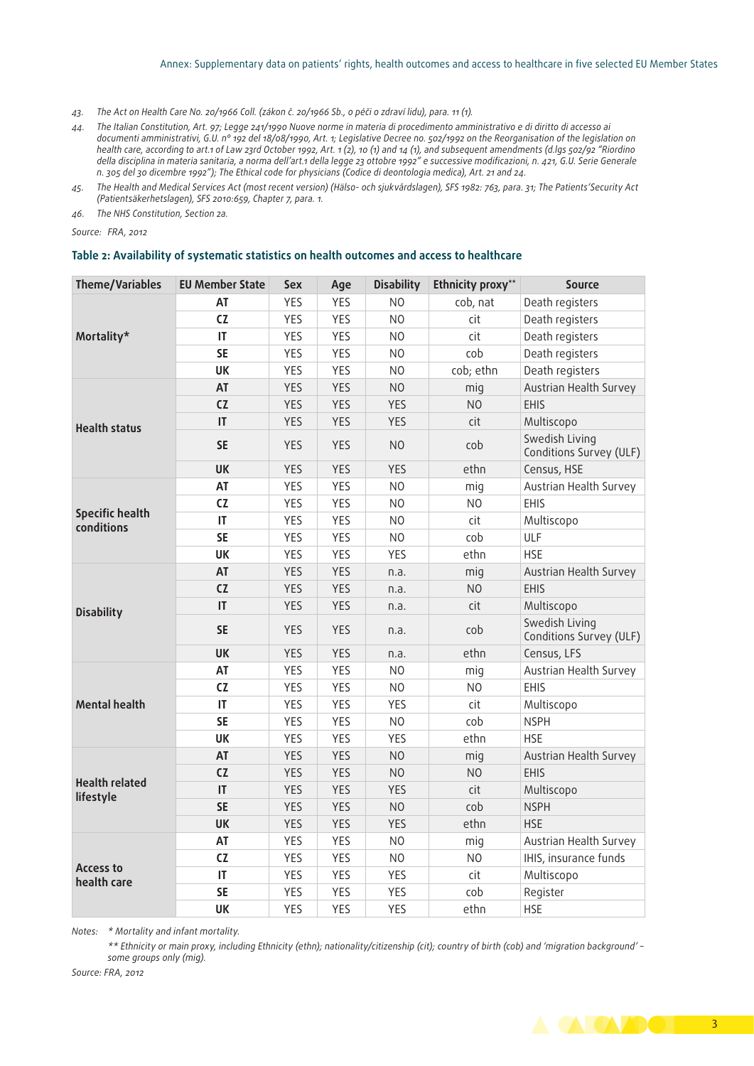43. The Act on Health Care No. 20/1966 Coll. (zákon č. 20/1966 Sb., o péči o zdraví lidu), para. 11 (1).
44. The Italian Constitution, Art. 97; Legge 241/1990 Nuove norme in materia di procedimento amministrativo e di diritto di accesso ai documenti amministrativi, G.U. n° 192 del 18/08/1990, Art. 1; Legislative Decree no. 502/1992 on the Reorganisation of the legislation on health care, according to art.1 of Law 23rd October 1992, Art. 1 (2), 10 (1) and 14 (1), and subsequent amendments (d.lgs 502/92 "Riordino della disciplina in materia sanitaria, a norma dell'art.1 della legge 23 ottobre 1992" e successive modificazioni, n. 421, G.U. Serie Generale n. 305 del 30 dicembre 1992"); The Ethical code for physicians (Codice di deontologia medica), Art. 21 and 24.
45. The Health and Medical Services Act (most recent version) (Hälso- och sjukvårdslagen), SFS 1982: 763, para. 31; The Patients' Security Act (Patientsäkerhetslagen), SFS 2010:659, Chapter 7, para. 1.
46. The NHS Constitution, Section 2a.

Source: FRA, 2012

## Table 2: Availability of systematic statistics on health outcomes and access to healthcare

| Theme/Variables | EU Member State | Sex | Age | Disability | Ethnicity proxy** | Source |
|---|---|---|---|---|---|---|
| Mortality* | AT | YES | YES | NO | cob, nat | Death registers |
| | CZ | YES | YES | NO | cit | Death registers |
| | IT | YES | YES | NO | cit | Death registers |
| | SE | YES | YES | NO | cob | Death registers |
| | UK | YES | YES | NO | cob; ethn | Death registers |
| Health status | AT | YES | YES | NO | mig | Austrian Health Survey |
| | CZ | YES | YES | YES | NO | EHIS |
| | IT | YES | YES | YES | cit | Multiscopo |
| | SE | YES | YES | NO | cob | Swedish Living Conditions Survey (ULF) |
| | UK | YES | YES | YES | ethn | Census, HSE |
| Specific health conditions | AT | YES | YES | NO | mig | Austrian Health Survey |
| | CZ | YES | YES | NO | NO | EHIS |
| | IT | YES | YES | NO | cit | Multiscopo |
| | SE | YES | YES | NO | cob | ULF |
| | UK | YES | YES | YES | ethn | HSE |
| Disability | AT | YES | YES | n.a. | mig | Austrian Health Survey |
| | CZ | YES | YES | n.a. | NO | EHIS |
| | IT | YES | YES | n.a. | cit | Multiscopo |
| | SE | YES | YES | n.a. | cob | Swedish Living Conditions Survey (ULF) |
| | UK | YES | YES | n.a. | ethn | Census, LFS |
| Mental health | AT | YES | YES | NO | mig | Austrian Health Survey |
| | CZ | YES | YES | NO | NO | EHIS |
| | IT | YES | YES | YES | cit | Multiscopo |
| | SE | YES | YES | NO | cob | NSPH |
| | UK | YES | YES | YES | ethn | HSE |
| Health related lifestyle | AT | YES | YES | NO | mig | Austrian Health Survey |
| | CZ | YES | YES | NO | NO | EHIS |
| | IT | YES | YES | YES | cit | Multiscopo |
| | SE | YES | YES | NO | cob | NSPH |
| | UK | YES | YES | YES | ethn | HSE |
| Access to health care | AT | YES | YES | NO | mig | Austrian Health Survey |
| | CZ | YES | YES | NO | NO | IHIS, insurance funds |
| | IT | YES | YES | YES | cit | Multiscopo |
| | SE | YES | YES | YES | cob | Register |
| | UK | YES | YES | YES | ethn | HSE |

Notes: * Mortality and infant mortality.
** Ethnicity or main proxy, including Ethnicity (ethn); nationality/citizenship (cit); country of birth (cob) and 'migration background' – some groups only (mig).

Source: FRA, 2012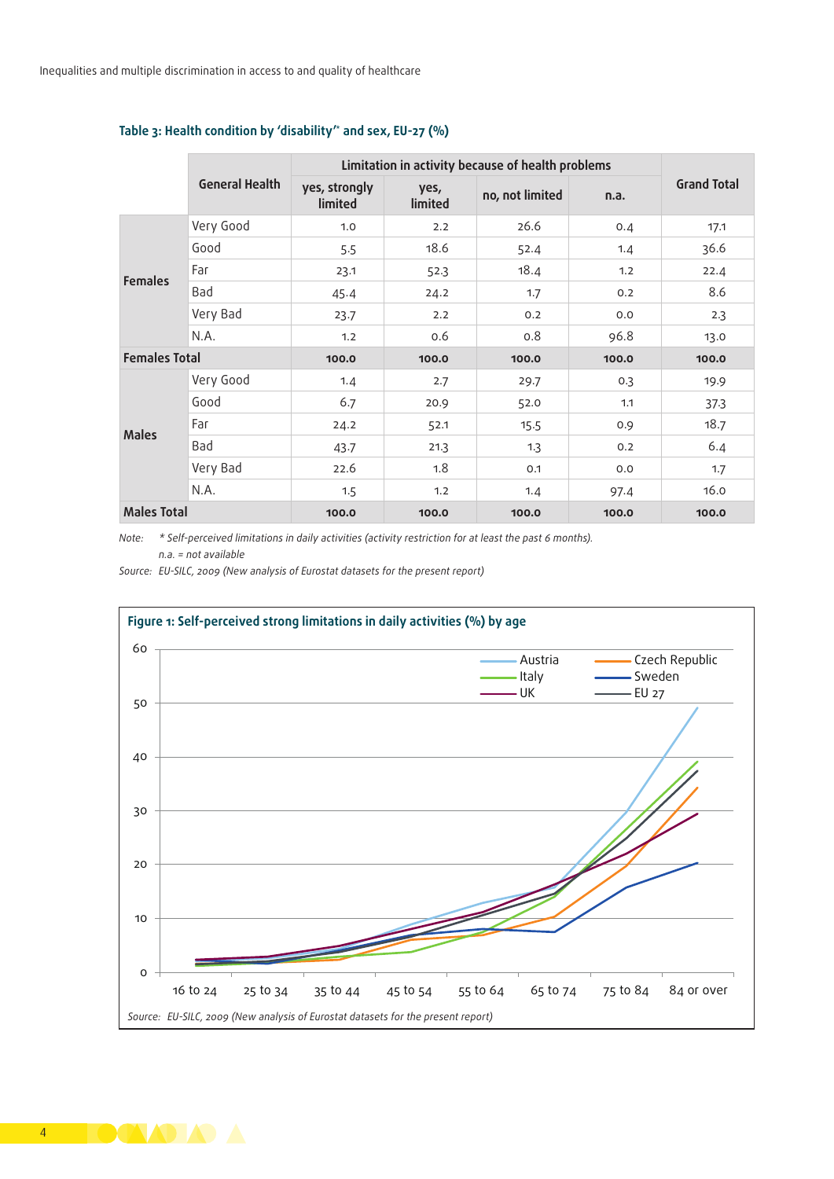### Table 3: Health condition by 'disability'* and sex, EU-27 (%)

| | General Health | Limitation in activity because of health problems | | | | Grand Total |
|---|---|---|---|---|---|---|
| | | yes, strongly limited | yes, limited | no, not limited | n.a. | |
| **Females** | Very Good | 1.0 | 2.2 | 26.6 | 0.4 | 17.1 |
| | Good | 5.5 | 18.6 | 52.4 | 1.4 | 36.6 |
| | Far | 23.1 | 52.3 | 18.4 | 1.2 | 22.4 |
| | Bad | 45.4 | 24.2 | 1.7 | 0.2 | 8.6 |
| | Very Bad | 23.7 | 2.2 | 0.2 | 0.0 | 2.3 |
| | N.A. | 1.2 | 0.6 | 0.8 | 96.8 | 13.0 |
| **Females Total** | | **100.0** | **100.0** | **100.0** | **100.0** | **100.0** |
| **Males** | Very Good | 1.4 | 2.7 | 29.7 | 0.3 | 19.9 |
| | Good | 6.7 | 20.9 | 52.0 | 1.1 | 37.3 |
| | Far | 24.2 | 52.1 | 15.5 | 0.9 | 18.7 |
| | Bad | 43.7 | 21.3 | 1.3 | 0.2 | 6.4 |
| | Very Bad | 22.6 | 1.8 | 0.1 | 0.0 | 1.7 |
| | N.A. | 1.5 | 1.2 | 1.4 | 97.4 | 16.0 |
| **Males Total** | | **100.0** | **100.0** | **100.0** | **100.0** | **100.0** |

Note: *\* Self-perceived limitations in daily activities (activity restriction for at least the past 6 months).*
*n.a. = not available*

Source: *EU-SILC, 2009 (New analysis of Eurostat datasets for the present report)*

### Figure 1: Self-perceived strong limitations in daily activities (%) by age

60
50
40
30
20
10
0

16 to 24 | 25 to 34 | 35 to 44 | 45 to 54 | 55 to 64 | 65 to 74 | 75 to 84 | 84 or over

Austria
Italy
UK
Czech Republic
Sweden
EU 27

Source: *EU-SILC, 2009 (New analysis of Eurostat datasets for the present report)*